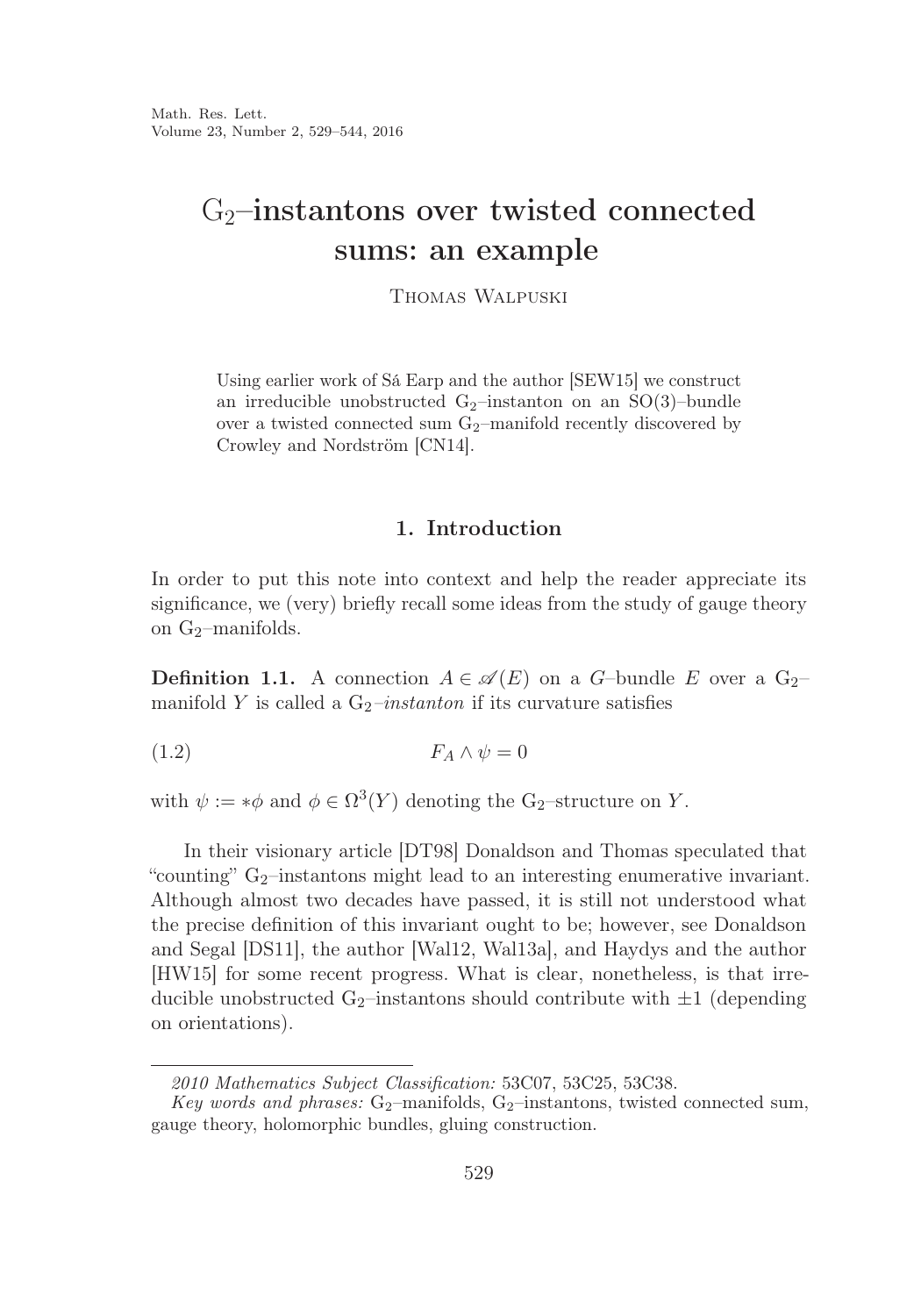# $G_2$–instantons over twisted connected sums: an example

Thomas Walpuski

Using earlier work of Sá Earp and the author [SEW15] we construct an irreducible unobstructed $G_2$–instanton on an $SO(3)$–bundle over a twisted connected sum $G_2$–manifold recently discovered by Crowley and Nordström [CN14].

## 1. Introduction

In order to put this note into context and help the reader appreciate its significance, we (very) briefly recall some ideas from the study of gauge theory on $G_2$–manifolds.

**Definition 1.1.** A connection $A \in \mathscr{A}(E)$ on a $G$–bundle $E$ over a $G_2$–manifold $Y$ is called a $G_2$*–instanton* if its curvature satisfies

$$F_A \wedge \psi = 0 \tag{1.2}$$

with $\psi := *\phi$ and $\phi \in \Omega^3(Y)$ denoting the $G_2$–structure on $Y$.

In their visionary article [DT98] Donaldson and Thomas speculated that "counting" $G_2$–instantons might lead to an interesting enumerative invariant. Although almost two decades have passed, it is still not understood what the precise definition of this invariant ought to be; however, see Donaldson and Segal [DS11], the author [Wal12, Wal13a], and Haydys and the author [HW15] for some recent progress. What is clear, nonetheless, is that irreducible unobstructed $G_2$–instantons should contribute with $\pm 1$ (depending on orientations).

---

*2010 Mathematics Subject Classification:* 53C07, 53C25, 53C38.

*Key words and phrases:* $G_2$–manifolds, $G_2$–instantons, twisted connected sum, gauge theory, holomorphic bundles, gluing construction.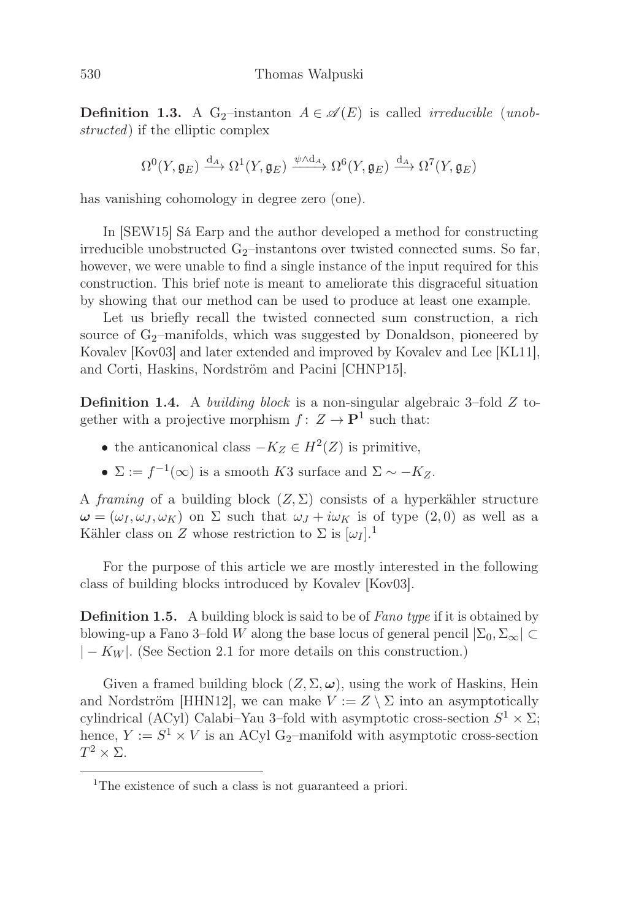**Definition 1.3.** A $G_2$–instanton $A \in \mathscr{A}(E)$ is called *irreducible* (*unobstructed*) if the elliptic complex

$$\Omega^0(Y, \mathfrak{g}_E) \xrightarrow{d_A} \Omega^1(Y, \mathfrak{g}_E) \xrightarrow{\psi \wedge d_A} \Omega^6(Y, \mathfrak{g}_E) \xrightarrow{d_A} \Omega^7(Y, \mathfrak{g}_E)$$

has vanishing cohomology in degree zero (one).

In [SEW15] Sá Earp and the author developed a method for constructing irreducible unobstructed $G_2$–instantons over twisted connected sums. So far, however, we were unable to find a single instance of the input required for this construction. This brief note is meant to ameliorate this disgraceful situation by showing that our method can be used to produce at least one example.

Let us briefly recall the twisted connected sum construction, a rich source of $G_2$–manifolds, which was suggested by Donaldson, pioneered by Kovalev [Kov03] and later extended and improved by Kovalev and Lee [KL11], and Corti, Haskins, Nordström and Pacini [CHNP15].

**Definition 1.4.** A *building block* is a non-singular algebraic 3–fold $Z$ together with a projective morphism $f\colon Z \to \mathbf{P}^1$ such that:

- the anticanonical class $-K_Z \in H^2(Z)$ is primitive,
- $\Sigma := f^{-1}(\infty)$ is a smooth $K3$ surface and $\Sigma \sim -K_Z$.

A *framing* of a building block $(Z, \Sigma)$ consists of a hyperkähler structure $\boldsymbol{\omega} = (\omega_I, \omega_J, \omega_K)$ on $\Sigma$ such that $\omega_J + i\omega_K$ is of type $(2,0)$ as well as a Kähler class on $Z$ whose restriction to $\Sigma$ is $[\omega_I]$.[1]

For the purpose of this article we are mostly interested in the following class of building blocks introduced by Kovalev [Kov03].

**Definition 1.5.** A building block is said to be of *Fano type* if it is obtained by blowing-up a Fano 3–fold $W$ along the base locus of general pencil $|\Sigma_0, \Sigma_\infty| \subset |-K_W|$. (See Section 2.1 for more details on this construction.)

Given a framed building block $(Z, \Sigma, \boldsymbol{\omega})$, using the work of Haskins, Hein and Nordström [HHN12], we can make $V := Z \setminus \Sigma$ into an asymptotically cylindrical (ACyl) Calabi–Yau 3–fold with asymptotic cross-section $S^1 \times \Sigma$; hence, $Y := S^1 \times V$ is an ACyl $G_2$–manifold with asymptotic cross-section $T^2 \times \Sigma$.

[1] The existence of such a class is not guaranteed a priori.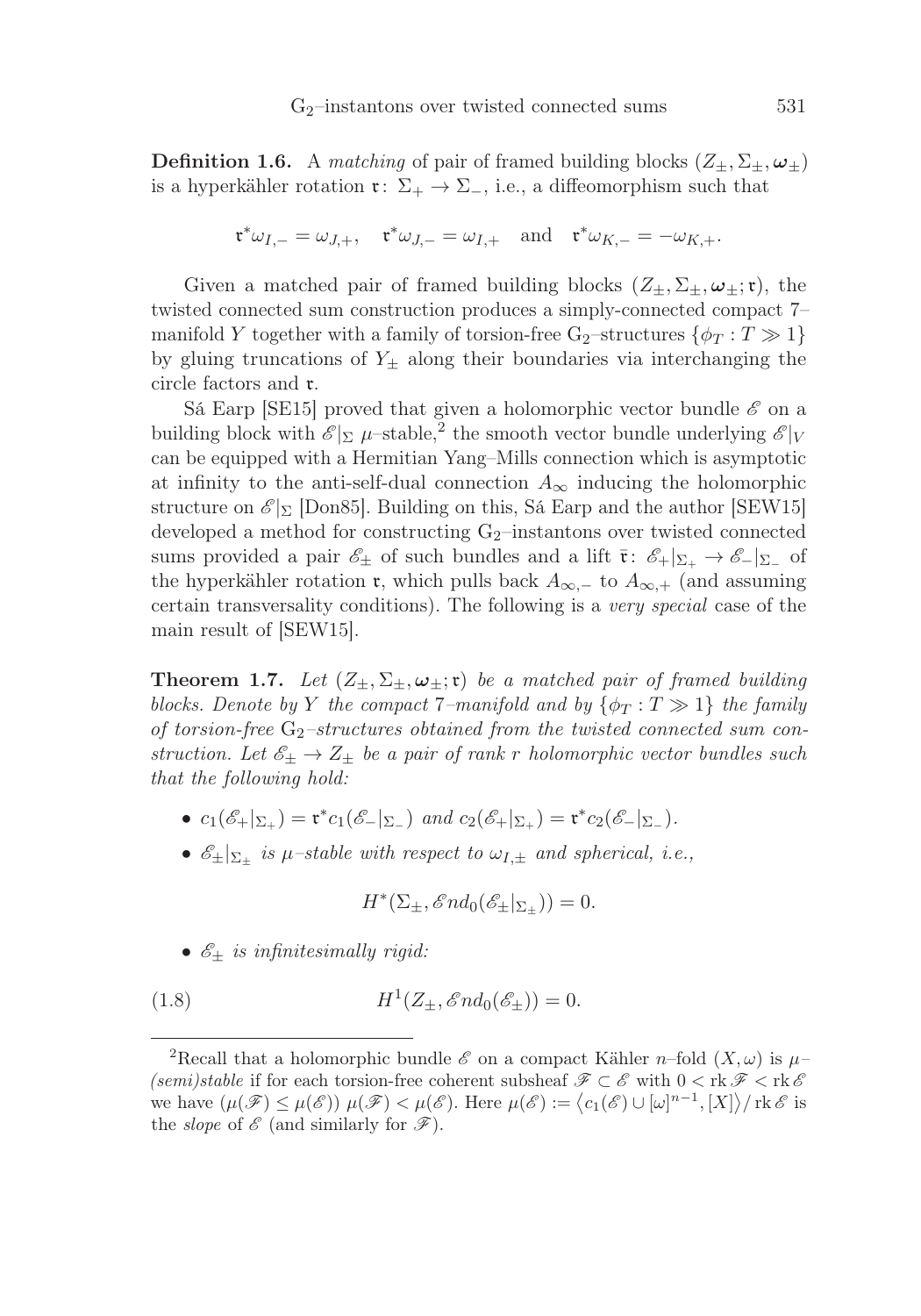**Definition 1.6.** A *matching* of pair of framed building blocks $(Z_\pm, \Sigma_\pm, \boldsymbol{\omega}_\pm)$ is a hyperkähler rotation $\mathfrak{r}\colon \Sigma_+ \to \Sigma_-$, i.e., a diffeomorphism such that

$$\mathfrak{r}^*\omega_{I,-} = \omega_{J,+}, \quad \mathfrak{r}^*\omega_{J,-} = \omega_{I,+} \quad \text{and} \quad \mathfrak{r}^*\omega_{K,-} = -\omega_{K,+}.$$

Given a matched pair of framed building blocks $(Z_\pm, \Sigma_\pm, \boldsymbol{\omega}_\pm; \mathfrak{r})$, the twisted connected sum construction produces a simply-connected compact 7–manifold $Y$ together with a family of torsion-free $\mathrm{G}_2$–structures $\{\phi_T : T \gg 1\}$ by gluing truncations of $Y_\pm$ along their boundaries via interchanging the circle factors and $\mathfrak{r}$.

Sá Earp [SE15] proved that given a holomorphic vector bundle $\mathscr{E}$ on a building block with $\mathscr{E}|_\Sigma$ $\mu$–stable,[2] the smooth vector bundle underlying $\mathscr{E}|_V$ can be equipped with a Hermitian Yang–Mills connection which is asymptotic at infinity to the anti-self-dual connection $A_\infty$ inducing the holomorphic structure on $\mathscr{E}|_\Sigma$ [Don85]. Building on this, Sá Earp and the author [SEW15] developed a method for constructing $\mathrm{G}_2$–instantons over twisted connected sums provided a pair $\mathscr{E}_\pm$ of such bundles and a lift $\bar{\mathfrak{r}}\colon \mathscr{E}_+|_{\Sigma_+} \to \mathscr{E}_-|_{\Sigma_-}$ of the hyperkähler rotation $\mathfrak{r}$, which pulls back $A_{\infty,-}$ to $A_{\infty,+}$ (and assuming certain transversality conditions). The following is a *very special* case of the main result of [SEW15].

**Theorem 1.7.** *Let $(Z_\pm, \Sigma_\pm, \boldsymbol{\omega}_\pm; \mathfrak{r})$ be a matched pair of framed building blocks. Denote by $Y$ the compact 7–manifold and by $\{\phi_T : T \gg 1\}$ the family of torsion-free $\mathrm{G}_2$–structures obtained from the twisted connected sum construction. Let $\mathscr{E}_\pm \to Z_\pm$ be a pair of rank $r$ holomorphic vector bundles such that the following hold:*

- $c_1(\mathscr{E}_+|_{\Sigma_+}) = \mathfrak{r}^*c_1(\mathscr{E}_-|_{\Sigma_-})$ *and* $c_2(\mathscr{E}_+|_{\Sigma_+}) = \mathfrak{r}^*c_2(\mathscr{E}_-|_{\Sigma_-})$.
- $\mathscr{E}_\pm|_{\Sigma_\pm}$ *is $\mu$–stable with respect to $\omega_{I,\pm}$ and spherical, i.e.,*

$$H^*(\Sigma_\pm, \mathscr{E}nd_0(\mathscr{E}_\pm|_{\Sigma_\pm})) = 0.$$

- $\mathscr{E}_\pm$ *is infinitesimally rigid:*

$$H^1(Z_\pm, \mathscr{E}nd_0(\mathscr{E}_\pm)) = 0. \tag{1.8}$$

---

[2] Recall that a holomorphic bundle $\mathscr{E}$ on a compact Kähler $n$–fold $(X, \omega)$ is $\mu$–*(semi)stable* if for each torsion-free coherent subsheaf $\mathscr{F} \subset \mathscr{E}$ with $0 < \operatorname{rk}\mathscr{F} < \operatorname{rk}\mathscr{E}$ we have $(\mu(\mathscr{F}) \leq \mu(\mathscr{E}))$ $\mu(\mathscr{F}) < \mu(\mathscr{E})$. Here $\mu(\mathscr{E}) := \langle c_1(\mathscr{E}) \cup [\omega]^{n-1}, [X]\rangle / \operatorname{rk}\mathscr{E}$ is the *slope* of $\mathscr{E}$ (and similarly for $\mathscr{F}$).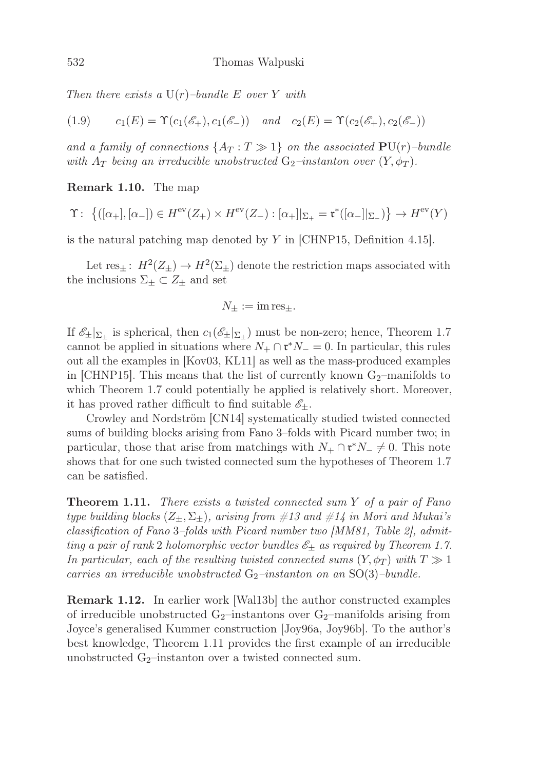*Then there exists a* $\mathrm{U}(r)$*–bundle* $E$ *over* $Y$ *with*

$$c_1(E) = \Upsilon(c_1(\mathscr{E}_+), c_1(\mathscr{E}_-)) \quad \text{and} \quad c_2(E) = \Upsilon(c_2(\mathscr{E}_+), c_2(\mathscr{E}_-)) \tag{1.9}$$

*and a family of connections* $\{A_T : T \gg 1\}$ *on the associated* $\mathbf{P}\mathrm{U}(r)$*–bundle with* $A_T$ *being an irreducible unobstructed* $\mathrm{G}_2$*–instanton over* $(Y, \phi_T)$*.*

**Remark 1.10.** The map

$$\Upsilon\colon \left\{([\alpha_+], [\alpha_-]) \in H^{\mathrm{ev}}(Z_+) \times H^{\mathrm{ev}}(Z_-) : [\alpha_+]|_{\Sigma_+} = \mathfrak{r}^*([\alpha_-]|_{\Sigma_-})\right\} \to H^{\mathrm{ev}}(Y)$$

is the natural patching map denoted by $Y$ in [CHNP15, Definition 4.15].

Let $\mathrm{res}_\pm\colon H^2(Z_\pm) \to H^2(\Sigma_\pm)$ denote the restriction maps associated with the inclusions $\Sigma_\pm \subset Z_\pm$ and set

$$N_\pm := \mathrm{im}\, \mathrm{res}_\pm.$$

If $\mathscr{E}_\pm|_{\Sigma_\pm}$ is spherical, then $c_1(\mathscr{E}_\pm|_{\Sigma_\pm})$ must be non-zero; hence, Theorem 1.7 cannot be applied in situations where $N_+ \cap \mathfrak{r}^* N_- = 0$. In particular, this rules out all the examples in [Kov03, KL11] as well as the mass-produced examples in [CHNP15]. This means that the list of currently known $\mathrm{G}_2$–manifolds to which Theorem 1.7 could potentially be applied is relatively short. Moreover, it has proved rather difficult to find suitable $\mathscr{E}_\pm$.

Crowley and Nordström [CN14] systematically studied twisted connected sums of building blocks arising from Fano 3–folds with Picard number two; in particular, those that arise from matchings with $N_+ \cap \mathfrak{r}^* N_- \neq 0$. This note shows that for one such twisted connected sum the hypotheses of Theorem 1.7 can be satisfied.

**Theorem 1.11.** *There exists a twisted connected sum* $Y$ *of a pair of Fano type building blocks* $(Z_\pm, \Sigma_\pm)$*, arising from #13 and #14 in Mori and Mukai's classification of Fano* 3*–folds with Picard number two [MM81, Table 2], admitting a pair of rank* 2 *holomorphic vector bundles* $\mathscr{E}_\pm$ *as required by Theorem 1.7. In particular, each of the resulting twisted connected sums* $(Y, \phi_T)$ *with* $T \gg 1$ *carries an irreducible unobstructed* $\mathrm{G}_2$*–instanton on an* $\mathrm{SO}(3)$*–bundle.*

**Remark 1.12.** In earlier work [Wal13b] the author constructed examples of irreducible unobstructed $\mathrm{G}_2$–instantons over $\mathrm{G}_2$–manifolds arising from Joyce's generalised Kummer construction [Joy96a, Joy96b]. To the author's best knowledge, Theorem 1.11 provides the first example of an irreducible unobstructed $\mathrm{G}_2$–instanton over a twisted connected sum.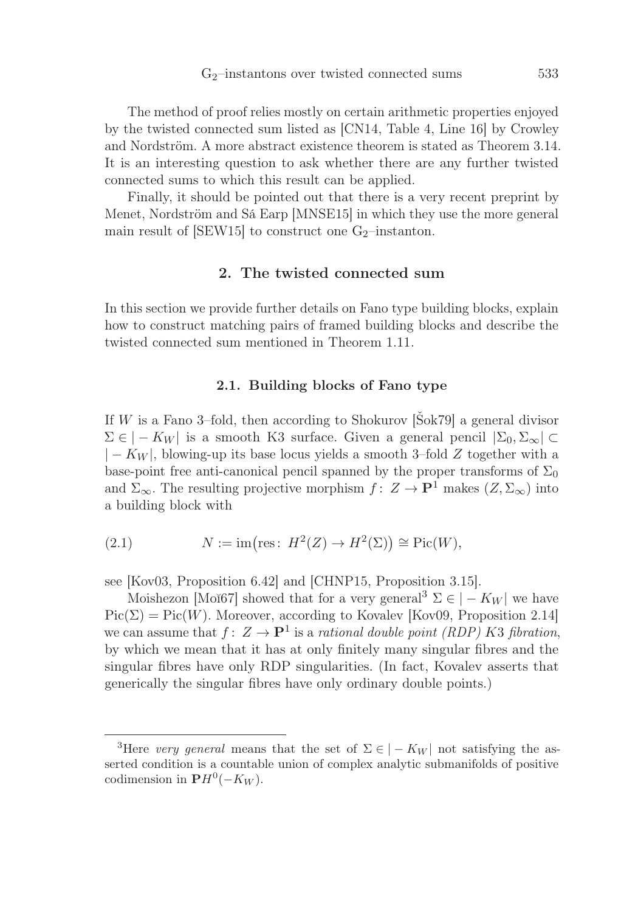The method of proof relies mostly on certain arithmetic properties enjoyed by the twisted connected sum listed as [CN14, Table 4, Line 16] by Crowley and Nordström. A more abstract existence theorem is stated as Theorem 3.14. It is an interesting question to ask whether there are any further twisted connected sums to which this result can be applied.

Finally, it should be pointed out that there is a very recent preprint by Menet, Nordström and Sá Earp [MNSE15] in which they use the more general main result of [SEW15] to construct one $G_2$–instanton.

## 2. The twisted connected sum

In this section we provide further details on Fano type building blocks, explain how to construct matching pairs of framed building blocks and describe the twisted connected sum mentioned in Theorem 1.11.

### 2.1. Building blocks of Fano type

If $W$ is a Fano 3–fold, then according to Shokurov [Šok79] a general divisor $\Sigma \in |-K_W|$ is a smooth K3 surface. Given a general pencil $|\Sigma_0, \Sigma_\infty| \subset |-K_W|$, blowing-up its base locus yields a smooth 3–fold $Z$ together with a base-point free anti-canonical pencil spanned by the proper transforms of $\Sigma_0$ and $\Sigma_\infty$. The resulting projective morphism $f\colon Z \to \mathbf{P}^1$ makes $(Z, \Sigma_\infty)$ into a building block with

$$N := \operatorname{im}\big(\operatorname{res}\colon H^2(Z) \to H^2(\Sigma)\big) \cong \operatorname{Pic}(W), \tag{2.1}$$

see [Kov03, Proposition 6.42] and [CHNP15, Proposition 3.15].

Moishezon [Moĭ67] showed that for a very general[3] $\Sigma \in |-K_W|$ we have $\operatorname{Pic}(\Sigma) = \operatorname{Pic}(W)$. Moreover, according to Kovalev [Kov09, Proposition 2.14] we can assume that $f\colon Z \to \mathbf{P}^1$ is a *rational double point (RDP) K3 fibration*, by which we mean that it has at only finitely many singular fibres and the singular fibres have only RDP singularities. (In fact, Kovalev asserts that generically the singular fibres have only ordinary double points.)

[3] Here *very general* means that the set of $\Sigma \in |-K_W|$ not satisfying the asserted condition is a countable union of complex analytic submanifolds of positive codimension in $\mathbf{P}H^0(-K_W)$.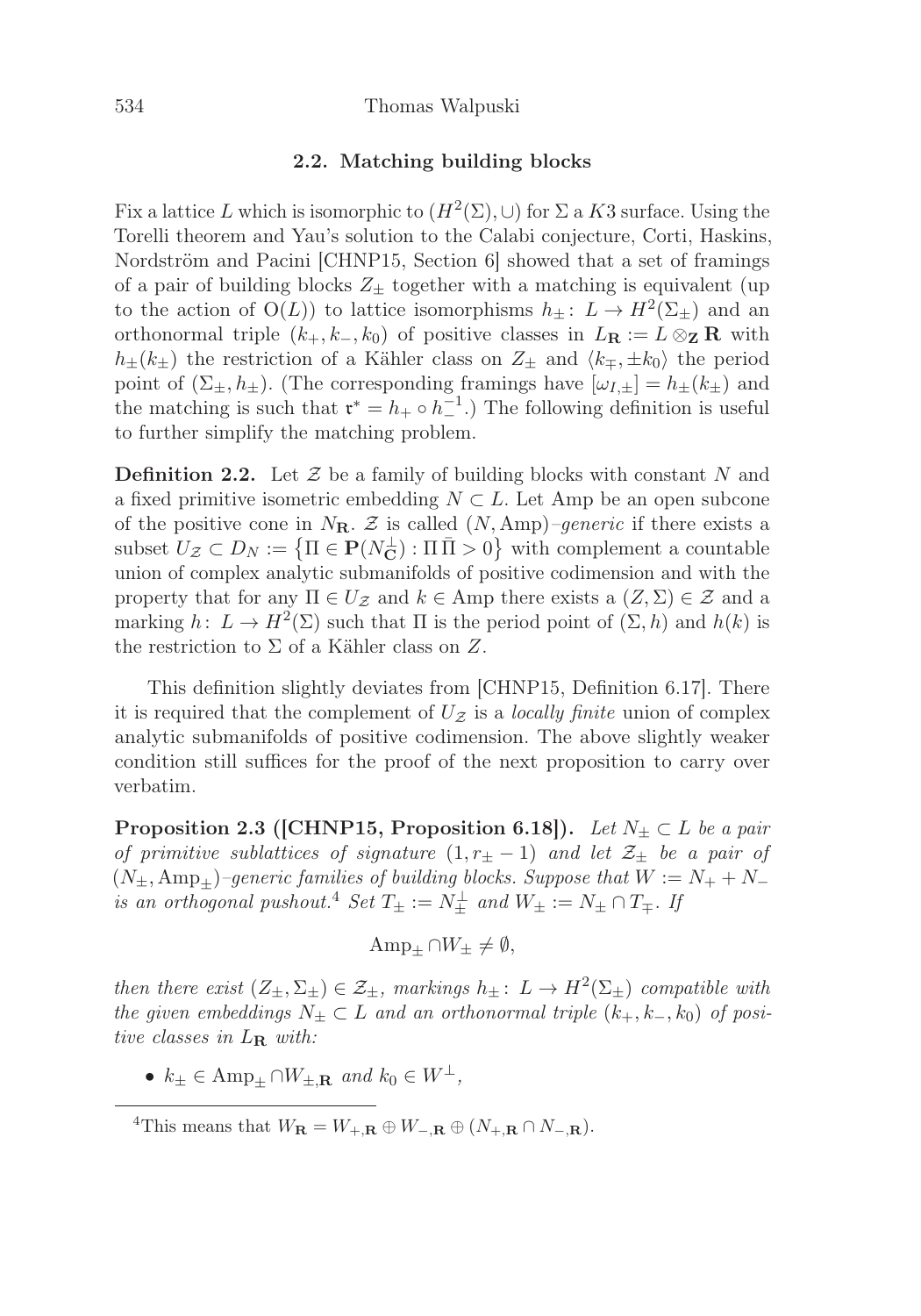### 2.2. Matching building blocks

Fix a lattice $L$ which is isomorphic to $(H^2(\Sigma), \cup)$ for $\Sigma$ a $K3$ surface. Using the Torelli theorem and Yau's solution to the Calabi conjecture, Corti, Haskins, Nordström and Pacini [CHNP15, Section 6] showed that a set of framings of a pair of building blocks $Z_\pm$ together with a matching is equivalent (up to the action of $\mathrm{O}(L)$) to lattice isomorphisms $h_\pm \colon L \to H^2(\Sigma_\pm)$ and an orthonormal triple $(k_+, k_-, k_0)$ of positive classes in $L_{\mathbf{R}} := L \otimes_{\mathbf{Z}} \mathbf{R}$ with $h_\pm(k_\pm)$ the restriction of a Kähler class on $Z_\pm$ and $\langle k_\mp, \pm k_0 \rangle$ the period point of $(\Sigma_\pm, h_\pm)$. (The corresponding framings have $[\omega_{I,\pm}] = h_\pm(k_\pm)$ and the matching is such that $\mathfrak{r}^* = h_+ \circ h_-^{-1}$.) The following definition is useful to further simplify the matching problem.

**Definition 2.2.** Let $\mathcal{Z}$ be a family of building blocks with constant $N$ and a fixed primitive isometric embedding $N \subset L$. Let Amp be an open subcone of the positive cone in $N_{\mathbf{R}}$. $\mathcal{Z}$ is called $(N, \mathrm{Amp})$*–generic* if there exists a subset $U_{\mathcal{Z}} \subset D_N := \{\Pi \in \mathbf{P}(N_{\mathbf{C}}^\perp) : \Pi \bar{\Pi} > 0\}$ with complement a countable union of complex analytic submanifolds of positive codimension and with the property that for any $\Pi \in U_{\mathcal{Z}}$ and $k \in \mathrm{Amp}$ there exists a $(Z, \Sigma) \in \mathcal{Z}$ and a marking $h \colon L \to H^2(\Sigma)$ such that $\Pi$ is the period point of $(\Sigma, h)$ and $h(k)$ is the restriction to $\Sigma$ of a Kähler class on $Z$.

This definition slightly deviates from [CHNP15, Definition 6.17]. There it is required that the complement of $U_{\mathcal{Z}}$ is a *locally finite* union of complex analytic submanifolds of positive codimension. The above slightly weaker condition still suffices for the proof of the next proposition to carry over verbatim.

**Proposition 2.3 ([CHNP15, Proposition 6.18]).** *Let $N_\pm \subset L$ be a pair of primitive sublattices of signature $(1, r_\pm - 1)$ and let $\mathcal{Z}_\pm$ be a pair of $(N_\pm, \mathrm{Amp}_\pm)$–generic families of building blocks. Suppose that $W := N_+ + N_-$ is an orthogonal pushout.*[4] *Set $T_\pm := N_\pm^\perp$ and $W_\pm := N_\pm \cap T_\mp$. If*

$$\mathrm{Amp}_\pm \cap W_\pm \neq \emptyset,$$

*then there exist $(Z_\pm, \Sigma_\pm) \in \mathcal{Z}_\pm$, markings $h_\pm \colon L \to H^2(\Sigma_\pm)$ compatible with the given embeddings $N_\pm \subset L$ and an orthonormal triple $(k_+, k_-, k_0)$ of positive classes in $L_{\mathbf{R}}$ with:*

- $k_\pm \in \mathrm{Amp}_\pm \cap W_{\pm,\mathbf{R}}$ *and* $k_0 \in W^\perp$,

[4] This means that $W_{\mathbf{R}} = W_{+,\mathbf{R}} \oplus W_{-,\mathbf{R}} \oplus (N_{+,\mathbf{R}} \cap N_{-,\mathbf{R}})$.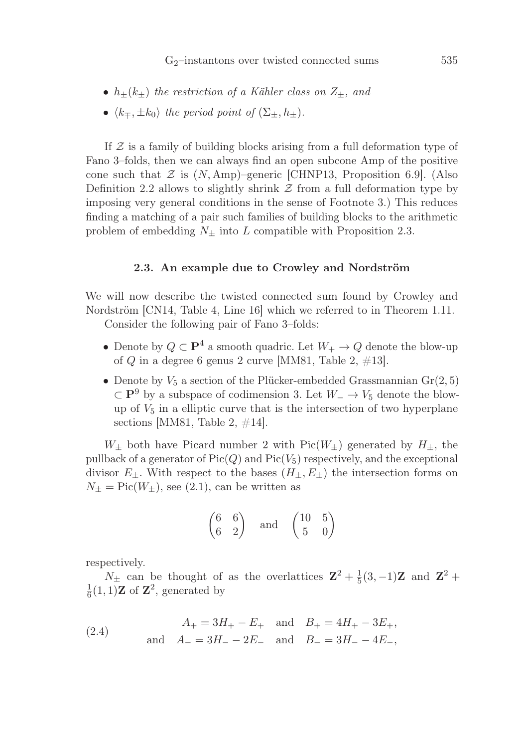- *$h_\pm(k_\pm)$ the restriction of a Kähler class on $Z_\pm$, and*
- *$\langle k_\mp, \pm k_0\rangle$ the period point of $(\Sigma_\pm, h_\pm)$.*

If $\mathcal{Z}$ is a family of building blocks arising from a full deformation type of Fano 3–folds, then we can always find an open subcone Amp of the positive cone such that $\mathcal{Z}$ is $(N, \mathrm{Amp})$–generic [CHNP13, Proposition 6.9]. (Also Definition 2.2 allows to slightly shrink $\mathcal{Z}$ from a full deformation type by imposing very general conditions in the sense of Footnote 3.) This reduces finding a matching of a pair such families of building blocks to the arithmetic problem of embedding $N_\pm$ into $L$ compatible with Proposition 2.3.

### 2.3. An example due to Crowley and Nordström

We will now describe the twisted connected sum found by Crowley and Nordström [CN14, Table 4, Line 16] which we referred to in Theorem 1.11.

Consider the following pair of Fano 3–folds:

- Denote by $Q \subset \mathbf{P}^4$ a smooth quadric. Let $W_+ \to Q$ denote the blow-up of $Q$ in a degree 6 genus 2 curve [MM81, Table 2, #13].
- Denote by $V_5$ a section of the Plücker-embedded Grassmannian $\mathrm{Gr}(2,5) \subset \mathbf{P}^9$ by a subspace of codimension 3. Let $W_- \to V_5$ denote the blow-up of $V_5$ in a elliptic curve that is the intersection of two hyperplane sections [MM81, Table 2, #14].

$W_\pm$ both have Picard number 2 with $\mathrm{Pic}(W_\pm)$ generated by $H_\pm$, the pullback of a generator of $\mathrm{Pic}(Q)$ and $\mathrm{Pic}(V_5)$ respectively, and the exceptional divisor $E_\pm$. With respect to the bases $(H_\pm, E_\pm)$ the intersection forms on $N_\pm = \mathrm{Pic}(W_\pm)$, see (2.1), can be written as

$$\begin{pmatrix} 6 & 6 \\ 6 & 2 \end{pmatrix} \quad \text{and} \quad \begin{pmatrix} 10 & 5 \\ 5 & 0 \end{pmatrix}$$

respectively.

$N_\pm$ can be thought of as the overlattices $\mathbf{Z}^2 + \frac{1}{5}(3,-1)\mathbf{Z}$ and $\mathbf{Z}^2 + \frac{1}{6}(1,1)\mathbf{Z}$ of $\mathbf{Z}^2$, generated by

$$\begin{aligned} A_+ &= 3H_+ - E_+ \quad \text{and} \quad B_+ = 4H_+ - 3E_+, \\ \text{and} \quad A_- &= 3H_- - 2E_- \quad \text{and} \quad B_- = 3H_- - 4E_-, \end{aligned} \tag{2.4}$$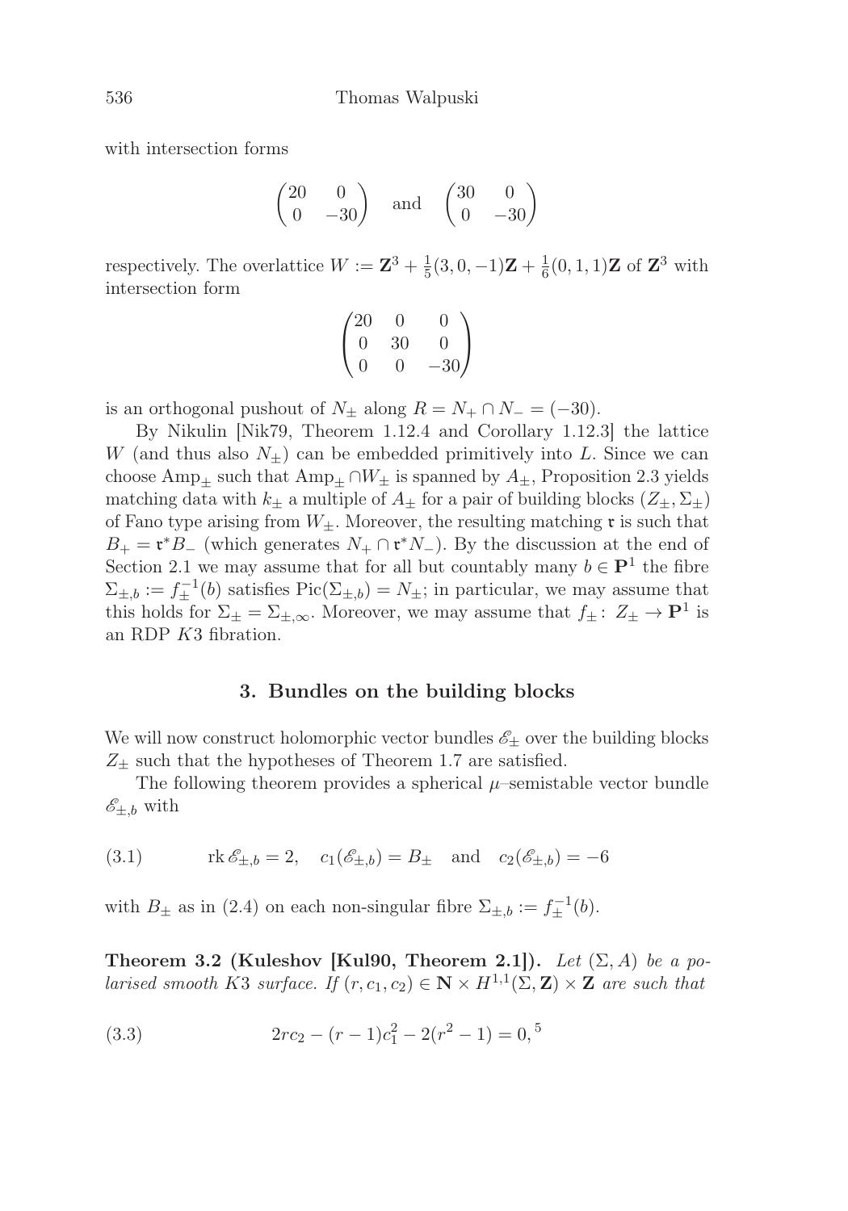with intersection forms

$$\begin{pmatrix} 20 & 0 \\ 0 & -30 \end{pmatrix} \quad \text{and} \quad \begin{pmatrix} 30 & 0 \\ 0 & -30 \end{pmatrix}$$

respectively. The overlattice $W := \mathbf{Z}^3 + \frac{1}{5}(3,0,-1)\mathbf{Z} + \frac{1}{6}(0,1,1)\mathbf{Z}$ of $\mathbf{Z}^3$ with intersection form

$$\begin{pmatrix} 20 & 0 & 0 \\ 0 & 30 & 0 \\ 0 & 0 & -30 \end{pmatrix}$$

is an orthogonal pushout of $N_\pm$ along $R = N_+ \cap N_- = (-30)$.

By Nikulin [Nik79, Theorem 1.12.4 and Corollary 1.12.3] the lattice $W$ (and thus also $N_\pm$) can be embedded primitively into $L$. Since we can choose $\mathrm{Amp}_\pm$ such that $\mathrm{Amp}_\pm \cap W_\pm$ is spanned by $A_\pm$, Proposition 2.3 yields matching data with $k_\pm$ a multiple of $A_\pm$ for a pair of building blocks $(Z_\pm, \Sigma_\pm)$ of Fano type arising from $W_\pm$. Moreover, the resulting matching $\mathfrak{r}$ is such that $B_+ = \mathfrak{r}^* B_-$ (which generates $N_+ \cap \mathfrak{r}^* N_-$). By the discussion at the end of Section 2.1 we may assume that for all but countably many $b \in \mathbf{P}^1$ the fibre $\Sigma_{\pm,b} := f_\pm^{-1}(b)$ satisfies $\mathrm{Pic}(\Sigma_{\pm,b}) = N_\pm$; in particular, we may assume that this holds for $\Sigma_\pm = \Sigma_{\pm,\infty}$. Moreover, we may assume that $f_\pm \colon Z_\pm \to \mathbf{P}^1$ is an RDP $K3$ fibration.

## 3. Bundles on the building blocks

We will now construct holomorphic vector bundles $\mathscr{E}_\pm$ over the building blocks $Z_\pm$ such that the hypotheses of Theorem 1.7 are satisfied.

The following theorem provides a spherical $\mu$–semistable vector bundle $\mathscr{E}_{\pm,b}$ with

$$\mathrm{rk}\, \mathscr{E}_{\pm,b} = 2, \quad c_1(\mathscr{E}_{\pm,b}) = B_\pm \quad \text{and} \quad c_2(\mathscr{E}_{\pm,b}) = -6 \tag{3.1}$$

with $B_\pm$ as in (2.4) on each non-singular fibre $\Sigma_{\pm,b} := f_\pm^{-1}(b)$.

**Theorem 3.2 (Kuleshov [Kul90, Theorem 2.1]).** *Let $(\Sigma, A)$ be a polarised smooth $K3$ surface. If $(r, c_1, c_2) \in \mathbf{N} \times H^{1,1}(\Sigma, \mathbf{Z}) \times \mathbf{Z}$ are such that*

$$2rc_2 - (r-1)c_1^2 - 2(r^2 - 1) = 0,^{5} \tag{3.3}$$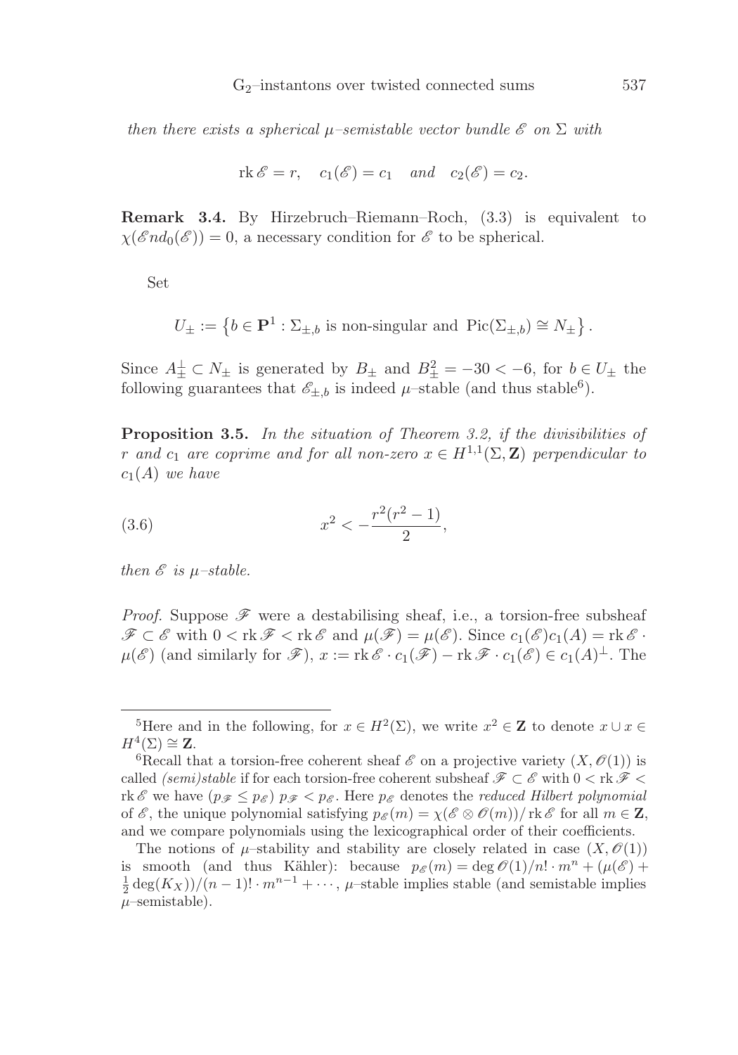*then there exists a spherical $\mu$–semistable vector bundle $\mathscr{E}$ on $\Sigma$ with*

$$\operatorname{rk}\mathscr{E} = r, \quad c_1(\mathscr{E}) = c_1 \quad \textit{and} \quad c_2(\mathscr{E}) = c_2.$$

**Remark 3.4.** By Hirzebruch–Riemann–Roch, (3.3) is equivalent to $\chi(\mathscr{E}nd_0(\mathscr{E})) = 0$, a necessary condition for $\mathscr{E}$ to be spherical.

Set

$$U_\pm := \left\{ b \in \mathbf{P}^1 : \Sigma_{\pm,b} \text{ is non-singular and } \operatorname{Pic}(\Sigma_{\pm,b}) \cong N_\pm \right\}.$$

Since $A_\pm^\perp \subset N_\pm$ is generated by $B_\pm$ and $B_\pm^2 = -30 < -6$, for $b \in U_\pm$ the following guarantees that $\mathscr{E}_{\pm,b}$ is indeed $\mu$–stable (and thus stable[6]).

**Proposition 3.5.** *In the situation of Theorem 3.2, if the divisibilities of $r$ and $c_1$ are coprime and for all non-zero $x \in H^{1,1}(\Sigma, \mathbf{Z})$ perpendicular to $c_1(A)$ we have*

$$x^2 < -\frac{r^2(r^2-1)}{2}, \tag{3.6}$$

*then $\mathscr{E}$ is $\mu$–stable.*

*Proof.* Suppose $\mathscr{F}$ were a destabilising sheaf, i.e., a torsion-free subsheaf $\mathscr{F} \subset \mathscr{E}$ with $0 < \operatorname{rk}\mathscr{F} < \operatorname{rk}\mathscr{E}$ and $\mu(\mathscr{F}) = \mu(\mathscr{E})$. Since $c_1(\mathscr{E})c_1(A) = \operatorname{rk}\mathscr{E} \cdot \mu(\mathscr{E})$ (and similarly for $\mathscr{F}$), $x := \operatorname{rk}\mathscr{E} \cdot c_1(\mathscr{F}) - \operatorname{rk}\mathscr{F} \cdot c_1(\mathscr{E}) \in c_1(A)^\perp$. The

---

[5] Here and in the following, for $x \in H^2(\Sigma)$, we write $x^2 \in \mathbf{Z}$ to denote $x \cup x \in H^4(\Sigma) \cong \mathbf{Z}$.

[6] Recall that a torsion-free coherent sheaf $\mathscr{E}$ on a projective variety $(X, \mathscr{O}(1))$ is called *(semi)stable* if for each torsion-free coherent subsheaf $\mathscr{F} \subset \mathscr{E}$ with $0 < \operatorname{rk}\mathscr{F} < \operatorname{rk}\mathscr{E}$ we have $(p_{\mathscr{F}} \leq p_{\mathscr{E}})$ $p_{\mathscr{F}} < p_{\mathscr{E}}$. Here $p_{\mathscr{E}}$ denotes the *reduced Hilbert polynomial* of $\mathscr{E}$, the unique polynomial satisfying $p_{\mathscr{E}}(m) = \chi(\mathscr{E} \otimes \mathscr{O}(m))/\operatorname{rk}\mathscr{E}$ for all $m \in \mathbf{Z}$, and we compare polynomials using the lexicographical order of their coefficients.

The notions of $\mu$–stability and stability are closely related in case $(X, \mathscr{O}(1))$ is smooth (and thus Kähler): because $p_{\mathscr{E}}(m) = \deg \mathscr{O}(1)/n! \cdot m^n + (\mu(\mathscr{E}) + \frac{1}{2}\deg(K_X))/(n-1)! \cdot m^{n-1} + \cdots$, $\mu$–stable implies stable (and semistable implies $\mu$–semistable).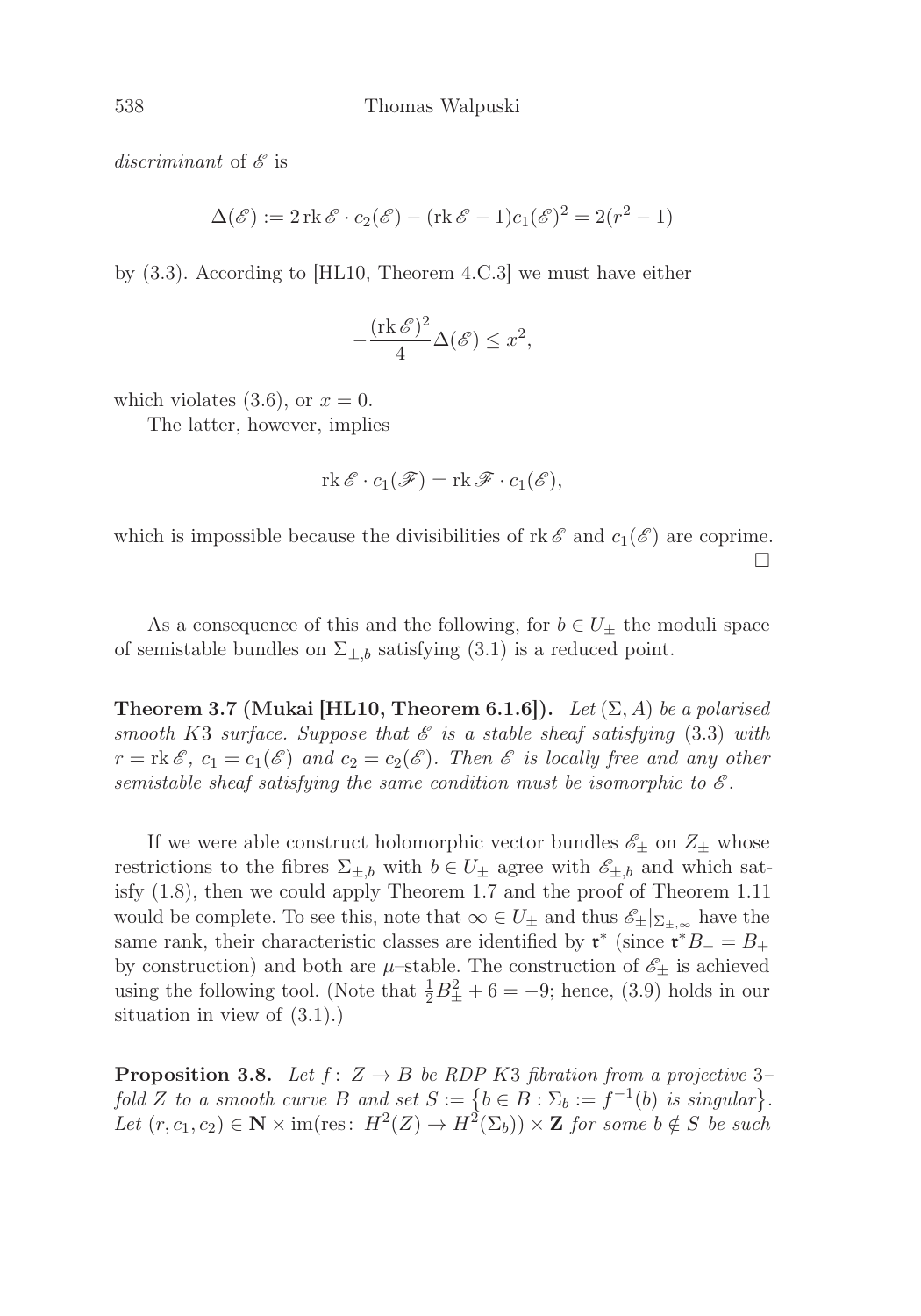*discriminant* of $\mathscr{E}$ is

$$\Delta(\mathscr{E}) := 2 \operatorname{rk} \mathscr{E} \cdot c_2(\mathscr{E}) - (\operatorname{rk} \mathscr{E} - 1) c_1(\mathscr{E})^2 = 2(r^2 - 1)$$

by (3.3). According to [HL10, Theorem 4.C.3] we must have either

$$-\frac{(\operatorname{rk} \mathscr{E})^2}{4} \Delta(\mathscr{E}) \leq x^2,$$

which violates (3.6), or $x = 0$.

The latter, however, implies

$$\operatorname{rk} \mathscr{E} \cdot c_1(\mathscr{F}) = \operatorname{rk} \mathscr{F} \cdot c_1(\mathscr{E}),$$

which is impossible because the divisibilities of $\operatorname{rk} \mathscr{E}$ and $c_1(\mathscr{E})$ are coprime. □

As a consequence of this and the following, for $b \in U_\pm$ the moduli space of semistable bundles on $\Sigma_{\pm,b}$ satisfying (3.1) is a reduced point.

**Theorem 3.7 (Mukai [HL10, Theorem 6.1.6]).** *Let $(\Sigma, A)$ be a polarised smooth K3 surface. Suppose that $\mathscr{E}$ is a stable sheaf satisfying (3.3) with $r = \operatorname{rk} \mathscr{E}$, $c_1 = c_1(\mathscr{E})$ and $c_2 = c_2(\mathscr{E})$. Then $\mathscr{E}$ is locally free and any other semistable sheaf satisfying the same condition must be isomorphic to $\mathscr{E}$.*

If we were able construct holomorphic vector bundles $\mathscr{E}_\pm$ on $Z_\pm$ whose restrictions to the fibres $\Sigma_{\pm,b}$ with $b \in U_\pm$ agree with $\mathscr{E}_{\pm,b}$ and which satisfy (1.8), then we could apply Theorem 1.7 and the proof of Theorem 1.11 would be complete. To see this, note that $\infty \in U_\pm$ and thus $\mathscr{E}_\pm|_{\Sigma_{\pm,\infty}}$ have the same rank, their characteristic classes are identified by $\mathfrak{r}^*$ (since $\mathfrak{r}^* B_- = B_+$ by construction) and both are $\mu$–stable. The construction of $\mathscr{E}_\pm$ is achieved using the following tool. (Note that $\frac{1}{2}B_\pm^2 + 6 = -9$; hence, (3.9) holds in our situation in view of (3.1).)

**Proposition 3.8.** *Let $f \colon Z \to B$ be RDP K3 fibration from a projective 3–fold $Z$ to a smooth curve $B$ and set $S := \{b \in B : \Sigma_b := f^{-1}(b) \text{ is singular}\}$. Let $(r, c_1, c_2) \in \mathbf{N} \times \operatorname{im}(\operatorname{res} \colon H^2(Z) \to H^2(\Sigma_b)) \times \mathbf{Z}$ for some $b \notin S$ be such*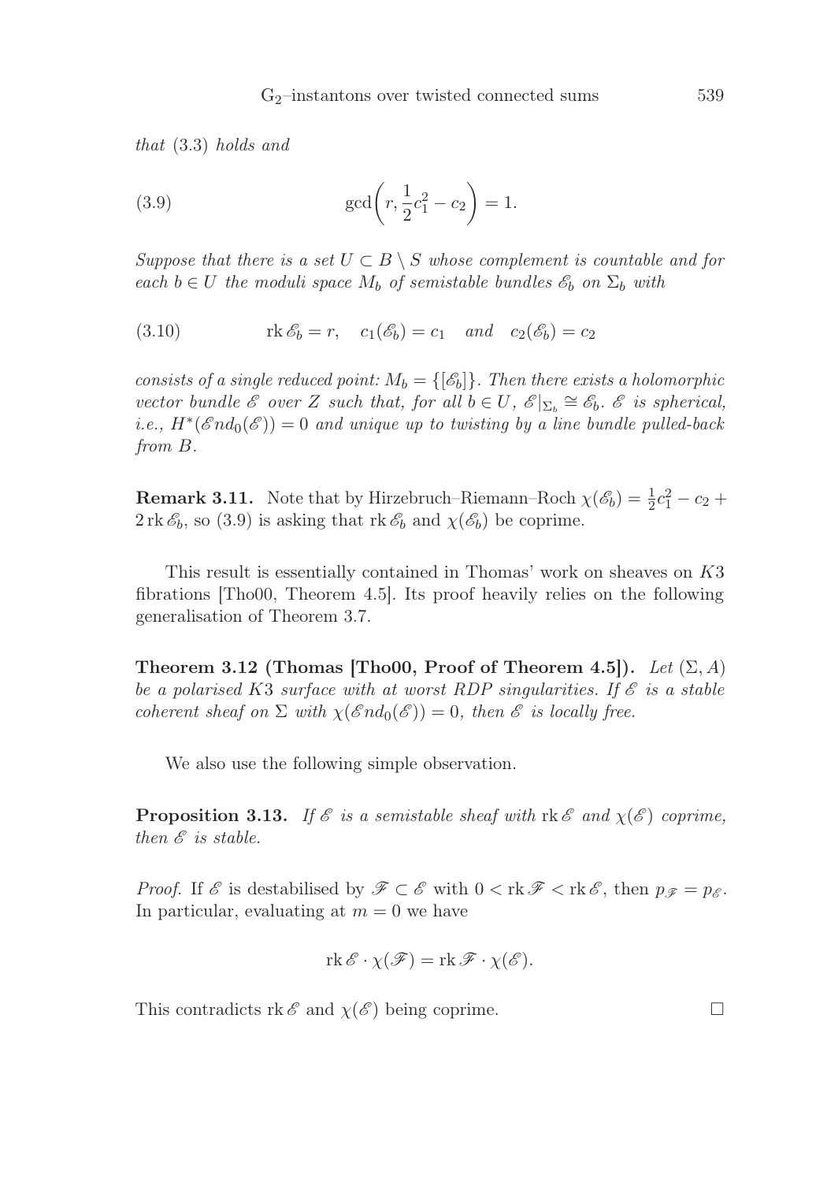*that* (3.3) *holds and*

$$\gcd\left(r, \frac{1}{2}c_1^2 - c_2\right) = 1. \tag{3.9}$$

*Suppose that there is a set $U \subset B \setminus S$ whose complement is countable and for each $b \in U$ the moduli space $M_b$ of semistable bundles $\mathscr{E}_b$ on $\Sigma_b$ with*

$$\operatorname{rk}\mathscr{E}_b = r, \quad c_1(\mathscr{E}_b) = c_1 \quad \text{and} \quad c_2(\mathscr{E}_b) = c_2 \tag{3.10}$$

*consists of a single reduced point: $M_b = \{[\mathscr{E}_b]\}$. Then there exists a holomorphic vector bundle $\mathscr{E}$ over $Z$ such that, for all $b \in U$, $\mathscr{E}|_{\Sigma_b} \cong \mathscr{E}_b$. $\mathscr{E}$ is spherical, i.e., $H^*(\mathscr{E}nd_0(\mathscr{E})) = 0$ and unique up to twisting by a line bundle pulled-back from $B$.*

**Remark 3.11.** Note that by Hirzebruch–Riemann–Roch $\chi(\mathscr{E}_b) = \frac{1}{2}c_1^2 - c_2 + 2\operatorname{rk}\mathscr{E}_b$, so (3.9) is asking that $\operatorname{rk}\mathscr{E}_b$ and $\chi(\mathscr{E}_b)$ be coprime.

This result is essentially contained in Thomas' work on sheaves on $K3$ fibrations [Tho00, Theorem 4.5]. Its proof heavily relies on the following generalisation of Theorem 3.7.

**Theorem 3.12 (Thomas [Tho00, Proof of Theorem 4.5]).** *Let $(\Sigma, A)$ be a polarised $K3$ surface with at worst RDP singularities. If $\mathscr{E}$ is a stable coherent sheaf on $\Sigma$ with $\chi(\mathscr{E}nd_0(\mathscr{E})) = 0$, then $\mathscr{E}$ is locally free.*

We also use the following simple observation.

**Proposition 3.13.** *If $\mathscr{E}$ is a semistable sheaf with $\operatorname{rk}\mathscr{E}$ and $\chi(\mathscr{E})$ coprime, then $\mathscr{E}$ is stable.*

*Proof.* If $\mathscr{E}$ is destabilised by $\mathscr{F} \subset \mathscr{E}$ with $0 < \operatorname{rk}\mathscr{F} < \operatorname{rk}\mathscr{E}$, then $p_{\mathscr{F}} = p_{\mathscr{E}}$. In particular, evaluating at $m = 0$ we have

$$\operatorname{rk}\mathscr{E} \cdot \chi(\mathscr{F}) = \operatorname{rk}\mathscr{F} \cdot \chi(\mathscr{E}).$$

This contradicts $\operatorname{rk}\mathscr{E}$ and $\chi(\mathscr{E})$ being coprime. □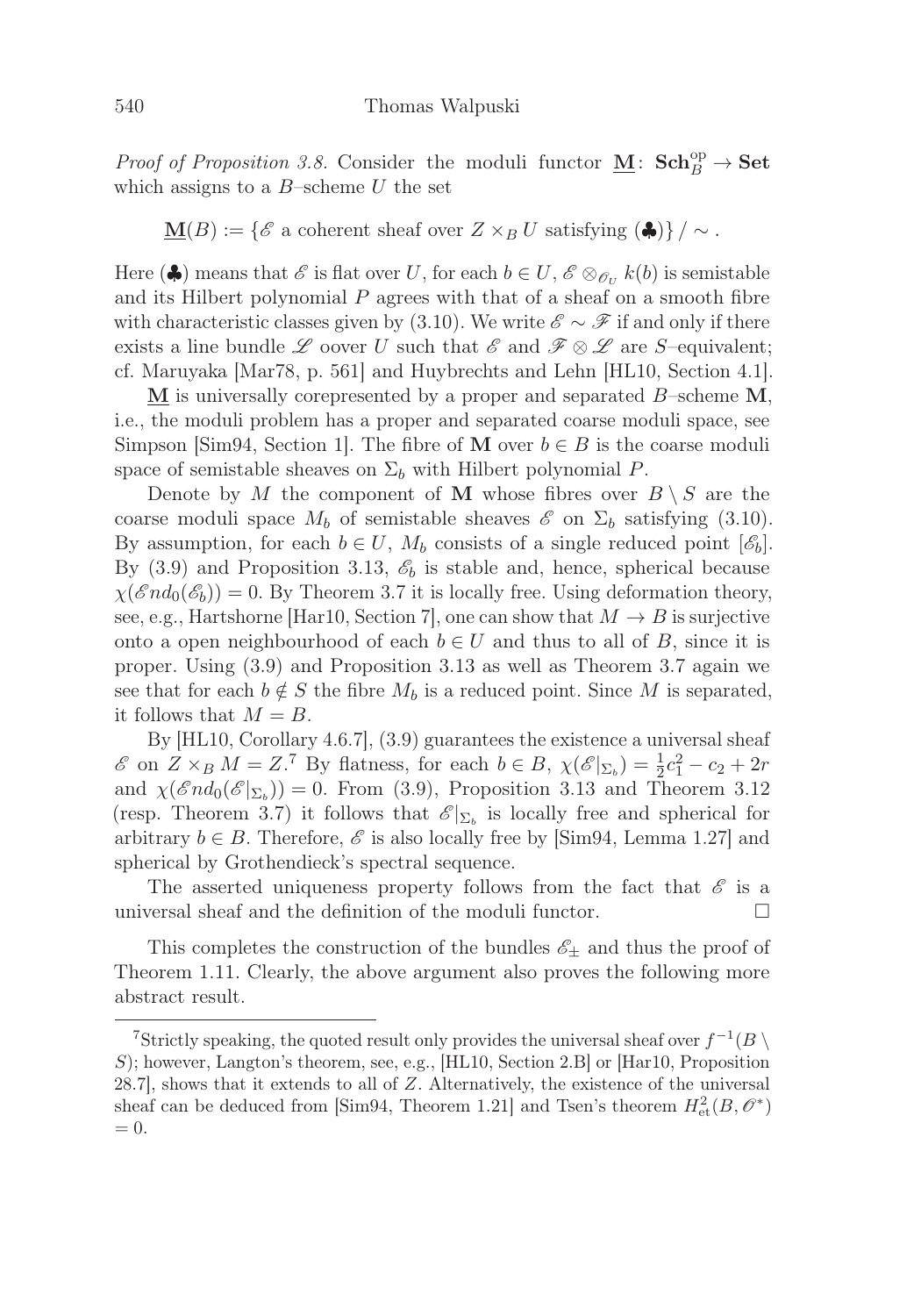*Proof of Proposition 3.8.* Consider the moduli functor $\underline{\mathbf{M}}\colon \mathbf{Sch}_B^{\mathrm{op}} \to \mathbf{Set}$ which assigns to a $B$–scheme $U$ the set

$$\underline{\mathbf{M}}(B) := \{\mathscr{E} \text{ a coherent sheaf over } Z \times_B U \text{ satisfying } (\clubsuit)\} / \sim .$$

Here $(\clubsuit)$ means that $\mathscr{E}$ is flat over $U$, for each $b \in U$, $\mathscr{E} \otimes_{\mathscr{O}_U} k(b)$ is semistable and its Hilbert polynomial $P$ agrees with that of a sheaf on a smooth fibre with characteristic classes given by (3.10). We write $\mathscr{E} \sim \mathscr{F}$ if and only if there exists a line bundle $\mathscr{L}$ oover $U$ such that $\mathscr{E}$ and $\mathscr{F} \otimes \mathscr{L}$ are $S$–equivalent; cf. Maruyaka [Mar78, p. 561] and Huybrechts and Lehn [HL10, Section 4.1].

$\underline{\mathbf{M}}$ is universally corepresented by a proper and separated $B$–scheme $\mathbf{M}$, i.e., the moduli problem has a proper and separated coarse moduli space, see Simpson [Sim94, Section 1]. The fibre of $\mathbf{M}$ over $b \in B$ is the coarse moduli space of semistable sheaves on $\Sigma_b$ with Hilbert polynomial $P$.

Denote by $M$ the component of $\mathbf{M}$ whose fibres over $B \setminus S$ are the coarse moduli space $M_b$ of semistable sheaves $\mathscr{E}$ on $\Sigma_b$ satisfying (3.10). By assumption, for each $b \in U$, $M_b$ consists of a single reduced point $[\mathscr{E}_b]$. By (3.9) and Proposition 3.13, $\mathscr{E}_b$ is stable and, hence, spherical because $\chi(\mathscr{E}nd_0(\mathscr{E}_b)) = 0$. By Theorem 3.7 it is locally free. Using deformation theory, see, e.g., Hartshorne [Har10, Section 7], one can show that $M \to B$ is surjective onto a open neighbourhood of each $b \in U$ and thus to all of $B$, since it is proper. Using (3.9) and Proposition 3.13 as well as Theorem 3.7 again we see that for each $b \notin S$ the fibre $M_b$ is a reduced point. Since $M$ is separated, it follows that $M = B$.

By [HL10, Corollary 4.6.7], (3.9) guarantees the existence a universal sheaf $\mathscr{E}$ on $Z \times_B M = Z$.[7] By flatness, for each $b \in B$, $\chi(\mathscr{E}|_{\Sigma_b}) = \frac{1}{2}c_1^2 - c_2 + 2r$ and $\chi(\mathscr{E}nd_0(\mathscr{E}|_{\Sigma_b})) = 0$. From (3.9), Proposition 3.13 and Theorem 3.12 (resp. Theorem 3.7) it follows that $\mathscr{E}|_{\Sigma_b}$ is locally free and spherical for arbitrary $b \in B$. Therefore, $\mathscr{E}$ is also locally free by [Sim94, Lemma 1.27] and spherical by Grothendieck's spectral sequence.

The asserted uniqueness property follows from the fact that $\mathscr{E}$ is a universal sheaf and the definition of the moduli functor. $\square$

This completes the construction of the bundles $\mathscr{E}_\pm$ and thus the proof of Theorem 1.11. Clearly, the above argument also proves the following more abstract result.

---

[7] Strictly speaking, the quoted result only provides the universal sheaf over $f^{-1}(B \setminus S)$; however, Langton's theorem, see, e.g., [HL10, Section 2.B] or [Har10, Proposition 28.7], shows that it extends to all of $Z$. Alternatively, the existence of the universal sheaf can be deduced from [Sim94, Theorem 1.21] and Tsen's theorem $H^2_{\mathrm{et}}(B, \mathscr{O}^*) = 0$.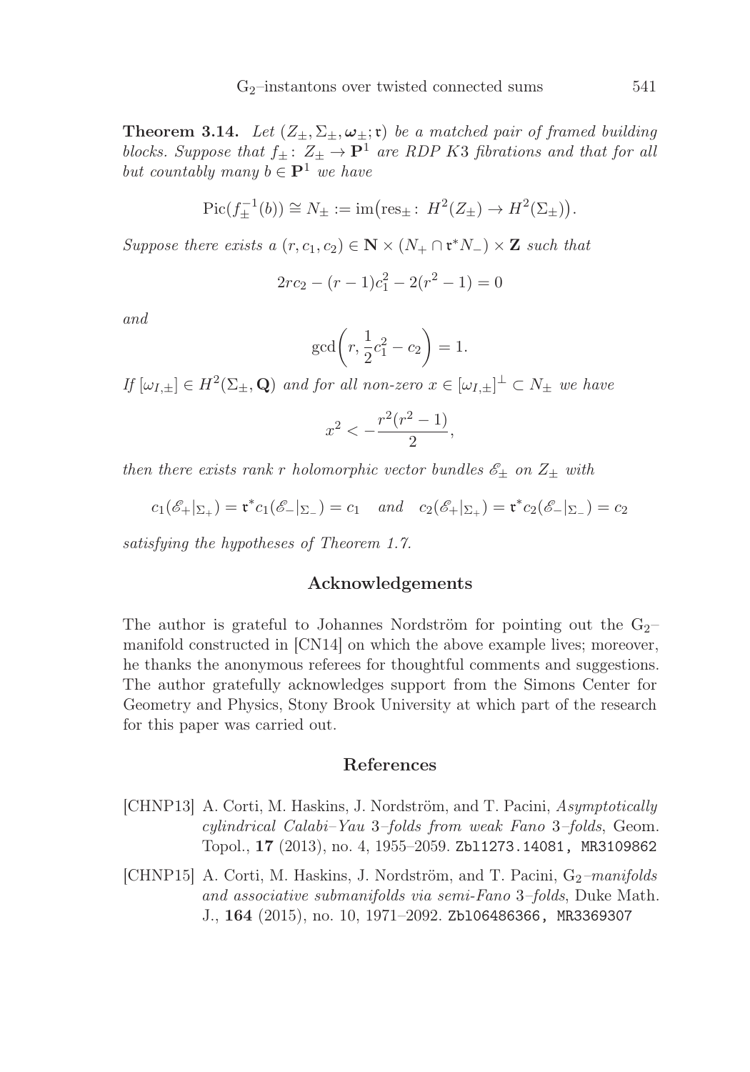**Theorem 3.14.** *Let $(Z_\pm, \Sigma_\pm, \boldsymbol{\omega}_\pm; \mathfrak{r})$ be a matched pair of framed building blocks. Suppose that $f_\pm \colon Z_\pm \to \mathbf{P}^1$ are RDP K3 fibrations and that for all but countably many $b \in \mathbf{P}^1$ we have*

$$\operatorname{Pic}(f_\pm^{-1}(b)) \cong N_\pm := \operatorname{im}\bigl(\operatorname{res}_\pm \colon H^2(Z_\pm) \to H^2(\Sigma_\pm)\bigr).$$

*Suppose there exists a $(r, c_1, c_2) \in \mathbf{N} \times (N_+ \cap \mathfrak{r}^* N_-) \times \mathbf{Z}$ such that*

$$2rc_2 - (r-1)c_1^2 - 2(r^2 - 1) = 0$$

*and*

$$\gcd\left(r, \frac{1}{2}c_1^2 - c_2\right) = 1.$$

*If $[\omega_{I,\pm}] \in H^2(\Sigma_\pm, \mathbf{Q})$ and for all non-zero $x \in [\omega_{I,\pm}]^\perp \subset N_\pm$ we have*

$$x^2 < -\frac{r^2(r^2-1)}{2},$$

*then there exists rank $r$ holomorphic vector bundles $\mathscr{E}_\pm$ on $Z_\pm$ with*

$$c_1(\mathscr{E}_+|_{\Sigma_+}) = \mathfrak{r}^* c_1(\mathscr{E}_-|_{\Sigma_-}) = c_1 \quad \textit{and} \quad c_2(\mathscr{E}_+|_{\Sigma_+}) = \mathfrak{r}^* c_2(\mathscr{E}_-|_{\Sigma_-}) = c_2$$

*satisfying the hypotheses of Theorem 1.7.*

## Acknowledgements

The author is grateful to Johannes Nordström for pointing out the $G_2$–manifold constructed in [CN14] on which the above example lives; moreover, he thanks the anonymous referees for thoughtful comments and suggestions. The author gratefully acknowledges support from the Simons Center for Geometry and Physics, Stony Brook University at which part of the research for this paper was carried out.

## References

- [CHNP13] A. Corti, M. Haskins, J. Nordström, and T. Pacini, *Asymptotically cylindrical Calabi–Yau 3–folds from weak Fano 3–folds*, Geom. Topol., **17** (2013), no. 4, 1955–2059. Zbl1273.14081, MR3109862
- [CHNP15] A. Corti, M. Haskins, J. Nordström, and T. Pacini, *$G_2$–manifolds and associative submanifolds via semi-Fano 3–folds*, Duke Math. J., **164** (2015), no. 10, 1971–2092. Zbl06486366, MR3369307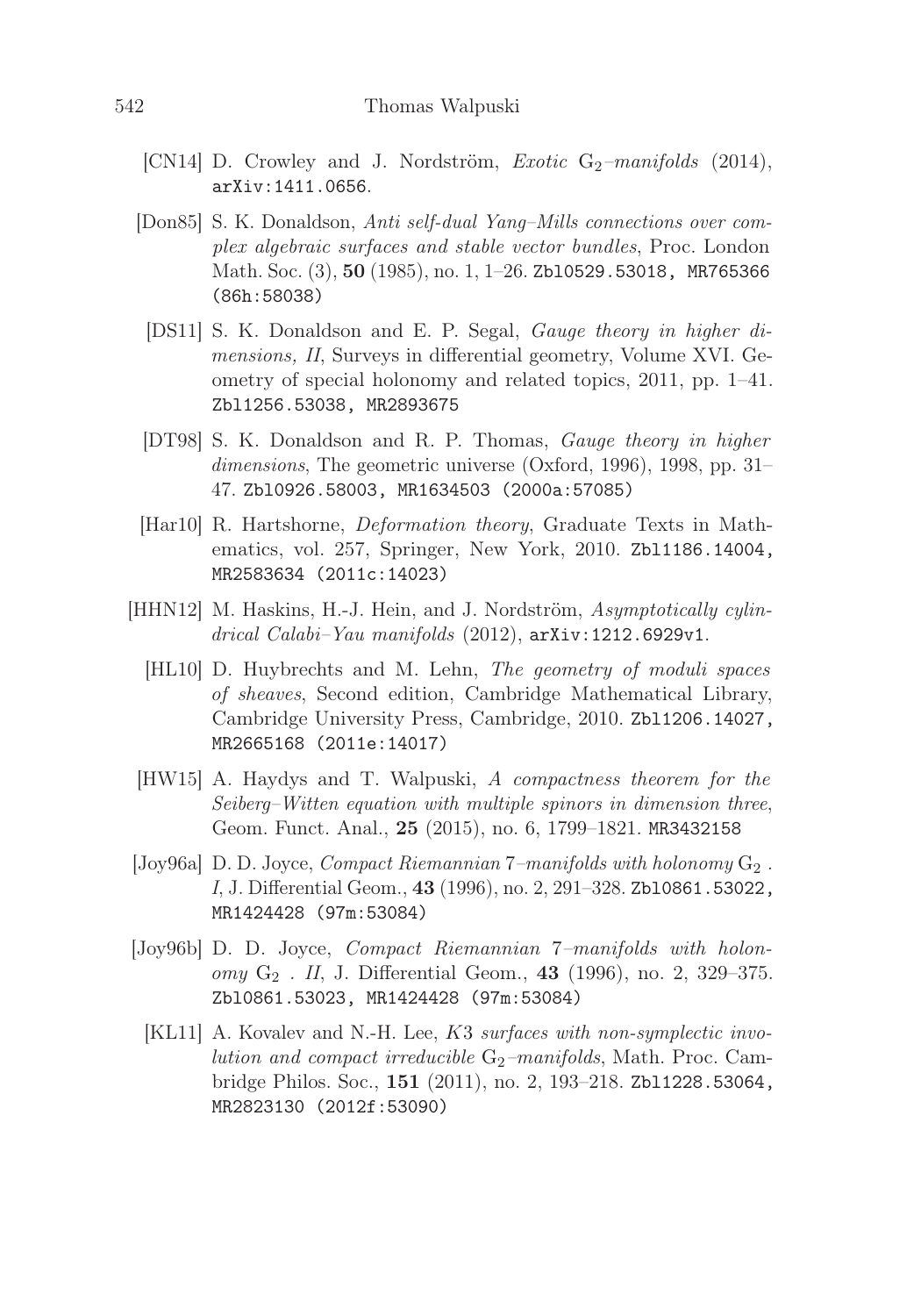[CN14] D. Crowley and J. Nordström, *Exotic* $\mathrm{G}_2$*–manifolds* (2014), arXiv:1411.0656.

[Don85] S. K. Donaldson, *Anti self-dual Yang–Mills connections over complex algebraic surfaces and stable vector bundles*, Proc. London Math. Soc. (3), **50** (1985), no. 1, 1–26. Zbl0529.53018, MR765366 (86h:58038)

[DS11] S. K. Donaldson and E. P. Segal, *Gauge theory in higher dimensions, II*, Surveys in differential geometry, Volume XVI. Geometry of special holonomy and related topics, 2011, pp. 1–41. Zbl1256.53038, MR2893675

[DT98] S. K. Donaldson and R. P. Thomas, *Gauge theory in higher dimensions*, The geometric universe (Oxford, 1996), 1998, pp. 31–47. Zbl0926.58003, MR1634503 (2000a:57085)

[Har10] R. Hartshorne, *Deformation theory*, Graduate Texts in Mathematics, vol. 257, Springer, New York, 2010. Zbl1186.14004, MR2583634 (2011c:14023)

[HHN12] M. Haskins, H.-J. Hein, and J. Nordström, *Asymptotically cylindrical Calabi–Yau manifolds* (2012), arXiv:1212.6929v1.

[HL10] D. Huybrechts and M. Lehn, *The geometry of moduli spaces of sheaves*, Second edition, Cambridge Mathematical Library, Cambridge University Press, Cambridge, 2010. Zbl1206.14027, MR2665168 (2011e:14017)

[HW15] A. Haydys and T. Walpuski, *A compactness theorem for the Seiberg–Witten equation with multiple spinors in dimension three*, Geom. Funct. Anal., **25** (2015), no. 6, 1799–1821. MR3432158

[Joy96a] D. D. Joyce, *Compact Riemannian* 7*–manifolds with holonomy* $\mathrm{G}_2$ *. I*, J. Differential Geom., **43** (1996), no. 2, 291–328. Zbl0861.53022, MR1424428 (97m:53084)

[Joy96b] D. D. Joyce, *Compact Riemannian* 7*–manifolds with holonomy* $\mathrm{G}_2$ *. II*, J. Differential Geom., **43** (1996), no. 2, 329–375. Zbl0861.53023, MR1424428 (97m:53084)

[KL11] A. Kovalev and N.-H. Lee, *K*3 *surfaces with non-symplectic involution and compact irreducible* $\mathrm{G}_2$*–manifolds*, Math. Proc. Cambridge Philos. Soc., **151** (2011), no. 2, 193–218. Zbl1228.53064, MR2823130 (2012f:53090)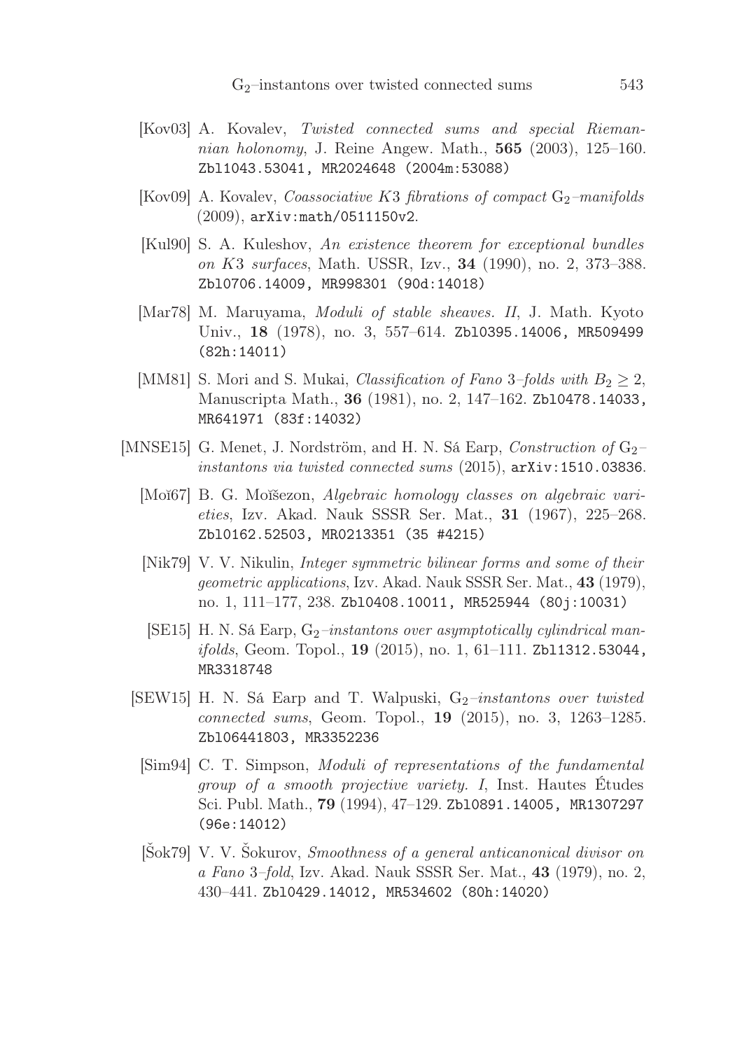[Kov03] A. Kovalev, *Twisted connected sums and special Riemannian holonomy*, J. Reine Angew. Math., **565** (2003), 125–160. Zbl1043.53041, MR2024648 (2004m:53088)

[Kov09] A. Kovalev, *Coassociative K3 fibrations of compact $G_2$–manifolds* (2009), arXiv:math/0511150v2.

[Kul90] S. A. Kuleshov, *An existence theorem for exceptional bundles on K3 surfaces*, Math. USSR, Izv., **34** (1990), no. 2, 373–388. Zbl0706.14009, MR998301 (90d:14018)

[Mar78] M. Maruyama, *Moduli of stable sheaves. II*, J. Math. Kyoto Univ., **18** (1978), no. 3, 557–614. Zbl0395.14006, MR509499 (82h:14011)

[MM81] S. Mori and S. Mukai, *Classification of Fano 3–folds with $B_2 \geq 2$*, Manuscripta Math., **36** (1981), no. 2, 147–162. Zbl0478.14033, MR641971 (83f:14032)

[MNSE15] G. Menet, J. Nordström, and H. N. Sá Earp, *Construction of $G_2$–instantons via twisted connected sums* (2015), arXiv:1510.03836.

[Moĭ67] B. G. Moĭšezon, *Algebraic homology classes on algebraic varieties*, Izv. Akad. Nauk SSSR Ser. Mat., **31** (1967), 225–268. Zbl0162.52503, MR0213351 (35 #4215)

[Nik79] V. V. Nikulin, *Integer symmetric bilinear forms and some of their geometric applications*, Izv. Akad. Nauk SSSR Ser. Mat., **43** (1979), no. 1, 111–177, 238. Zbl0408.10011, MR525944 (80j:10031)

[SE15] H. N. Sá Earp, *$G_2$–instantons over asymptotically cylindrical manifolds*, Geom. Topol., **19** (2015), no. 1, 61–111. Zbl1312.53044, MR3318748

[SEW15] H. N. Sá Earp and T. Walpuski, *$G_2$–instantons over twisted connected sums*, Geom. Topol., **19** (2015), no. 3, 1263–1285. Zbl06441803, MR3352236

[Sim94] C. T. Simpson, *Moduli of representations of the fundamental group of a smooth projective variety. I*, Inst. Hautes Études Sci. Publ. Math., **79** (1994), 47–129. Zbl0891.14005, MR1307297 (96e:14012)

[Šok79] V. V. Šokurov, *Smoothness of a general anticanonical divisor on a Fano 3–fold*, Izv. Akad. Nauk SSSR Ser. Mat., **43** (1979), no. 2, 430–441. Zbl0429.14012, MR534602 (80h:14020)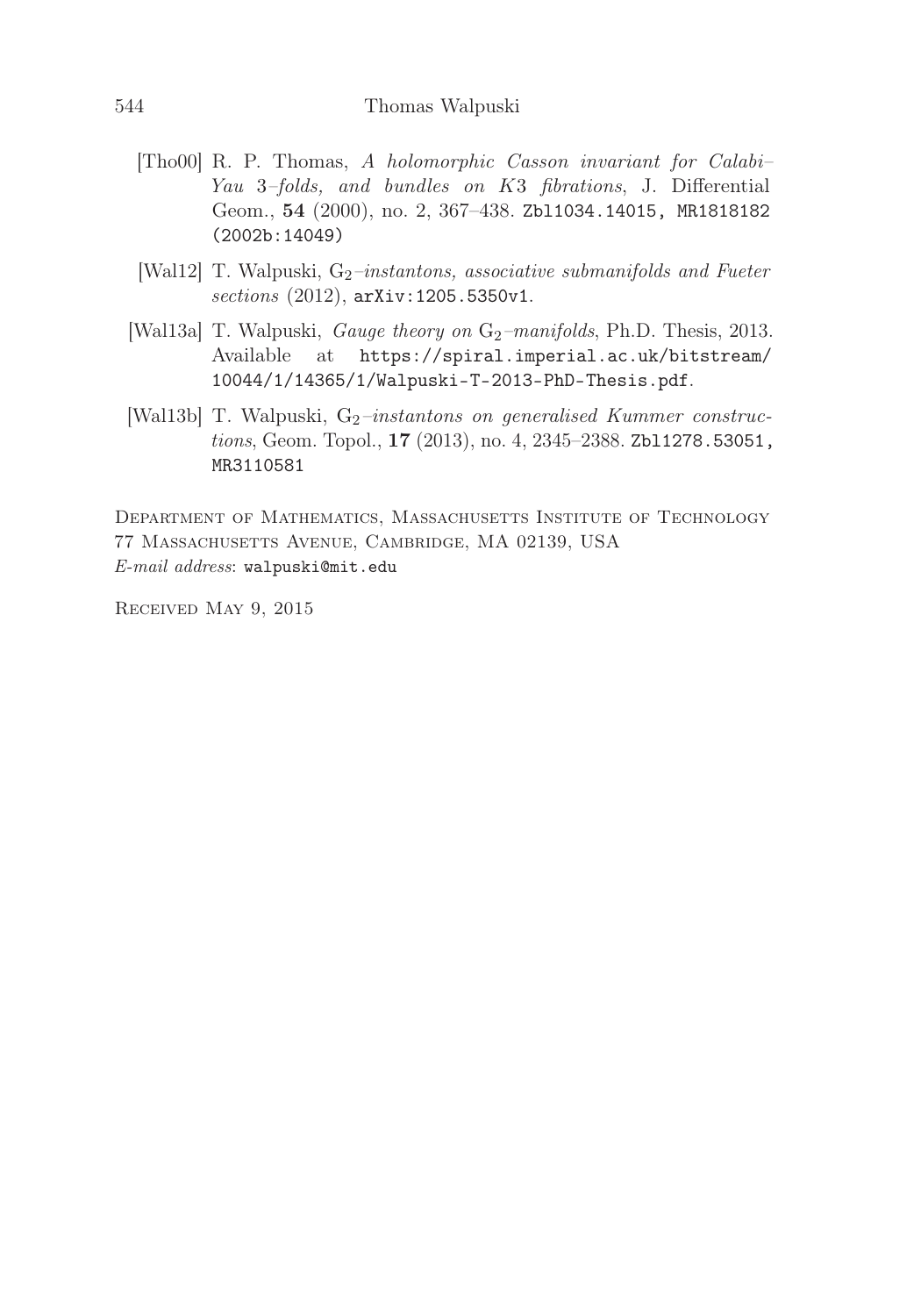[Tho00] R. P. Thomas, *A holomorphic Casson invariant for Calabi–Yau 3–folds, and bundles on K3 fibrations*, J. Differential Geom., **54** (2000), no. 2, 367–438. Zbl1034.14015, MR1818182 (2002b:14049)

[Wal12] T. Walpuski, $G_2$*–instantons, associative submanifolds and Fueter sections* (2012), arXiv:1205.5350v1.

[Wal13a] T. Walpuski, *Gauge theory on* $G_2$*–manifolds*, Ph.D. Thesis, 2013. Available at https://spiral.imperial.ac.uk/bitstream/10044/1/14365/1/Walpuski-T-2013-PhD-Thesis.pdf.

[Wal13b] T. Walpuski, $G_2$*–instantons on generalised Kummer constructions*, Geom. Topol., **17** (2013), no. 4, 2345–2388. Zbl1278.53051, MR3110581

Department of Mathematics, Massachusetts Institute of Technology
77 Massachusetts Avenue, Cambridge, MA 02139, USA
*E-mail address*: walpuski@mit.edu

Received May 9, 2015